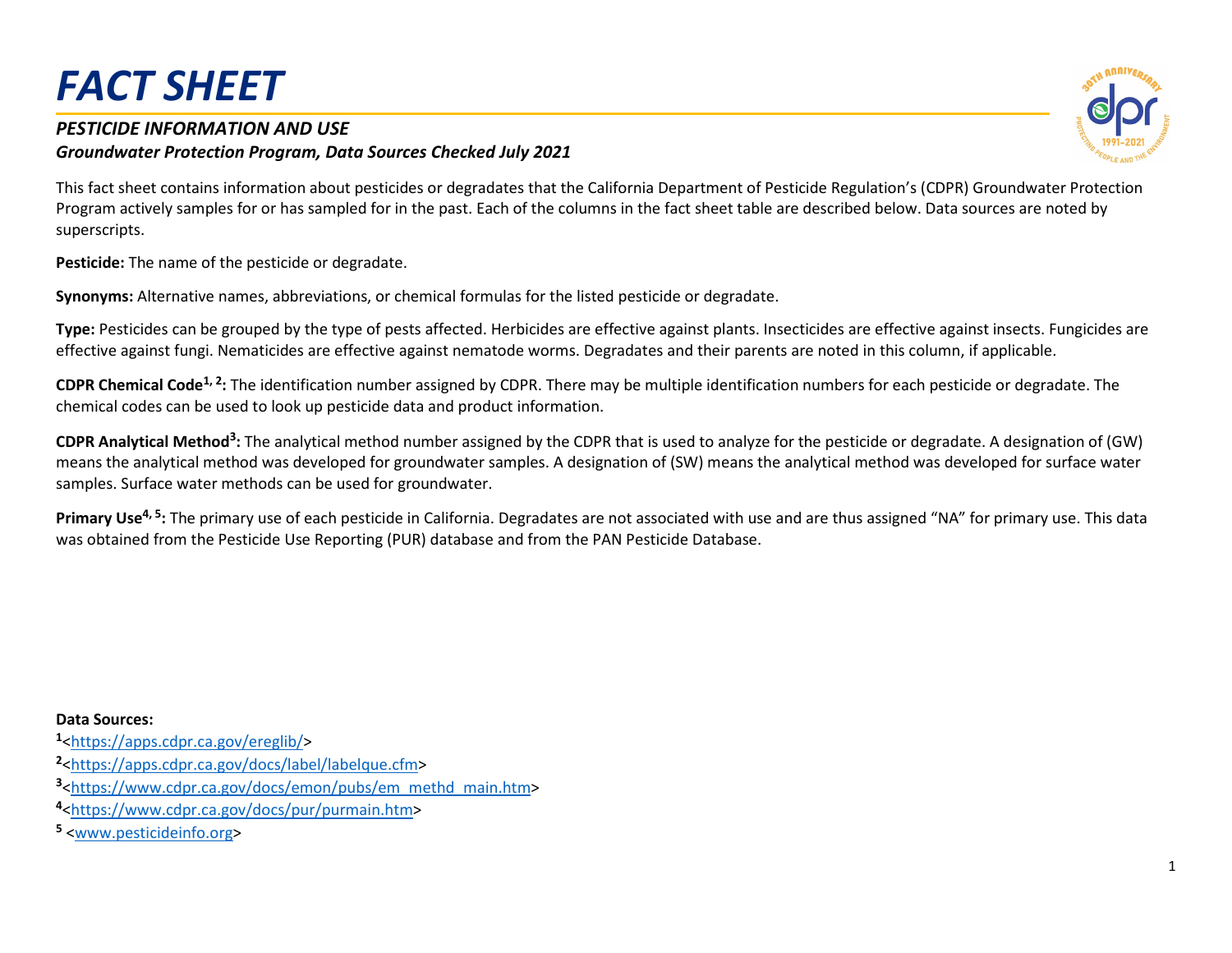# FACT SHEET

### *PESTICIDE INFORMATION AND USE*

***Groundwater Protection Program, Data Sources Checked July 2021***

This fact sheet contains information about pesticides or degradates that the California Department of Pesticide Regulation's (CDPR) Groundwater Protection Program actively samples for or has sampled for in the past. Each of the columns in the fact sheet table are described below. Data sources are noted by superscripts.

**Pesticide:** The name of the pesticide or degradate.

**Synonyms:** Alternative names, abbreviations, or chemical formulas for the listed pesticide or degradate.

**Type:** Pesticides can be grouped by the type of pests affected. Herbicides are effective against plants. Insecticides are effective against insects. Fungicides are effective against fungi. Nematicides are effective against nematode worms. Degradates and their parents are noted in this column, if applicable.

**CDPR Chemical Code[1, 2]:** The identification number assigned by CDPR. There may be multiple identification numbers for each pesticide or degradate. The chemical codes can be used to look up pesticide data and product information.

**CDPR Analytical Method[3]:** The analytical method number assigned by the CDPR that is used to analyze for the pesticide or degradate. A designation of (GW) means the analytical method was developed for groundwater samples. A designation of (SW) means the analytical method was developed for surface water samples. Surface water methods can be used for groundwater.

**Primary Use[4, 5]:** The primary use of each pesticide in California. Degradates are not associated with use and are thus assigned "NA" for primary use. This data was obtained from the Pesticide Use Reporting (PUR) database and from the PAN Pesticide Database.

**Data Sources:**

[1] <https://apps.cdpr.ca.gov/ereglib/>

[2] <https://apps.cdpr.ca.gov/docs/label/labelque.cfm>

[3] <https://www.cdpr.ca.gov/docs/emon/pubs/em_methd_main.htm>

[4] <https://www.cdpr.ca.gov/docs/pur/purmain.htm>

[5] <www.pesticideinfo.org>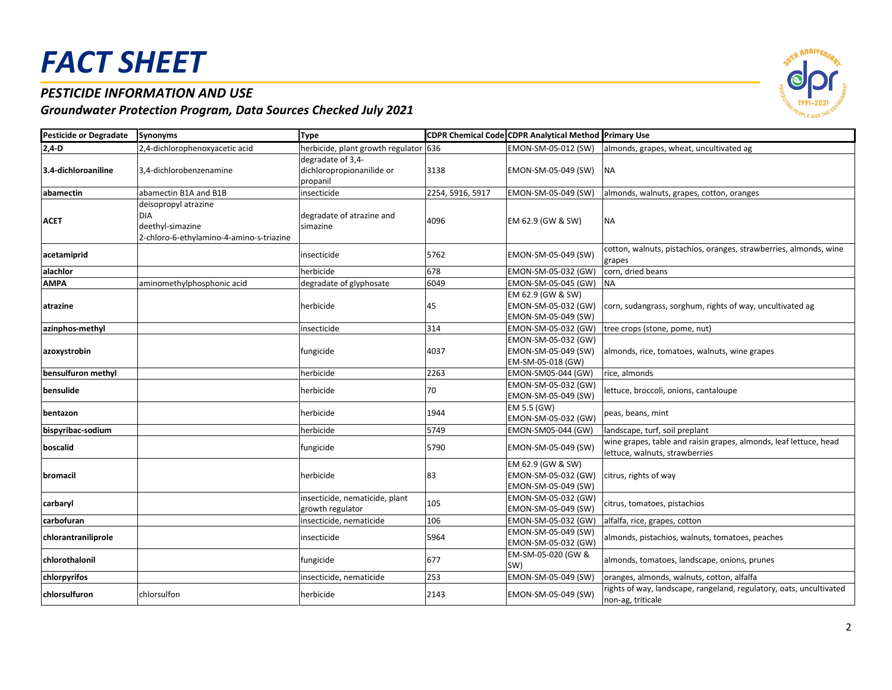# FACT SHEET

### *PESTICIDE INFORMATION AND USE*

### *Groundwater Protection Program, Data Sources Checked July 2021*

| Pesticide or Degradate | Synonyms | Type | CDPR Chemical Code | CDPR Analytical Method | Primary Use |
|---|---|---|---|---|---|
| **2,4-D** | 2,4-dichlorophenoxyacetic acid | herbicide, plant growth regulator | 636 | EMON-SM-05-012 (SW) | almonds, grapes, wheat, uncultivated ag |
| **3.4-dichloroaniline** | 3,4-dichlorobenzenamine | degradate of 3,4-dichloropropionanilide or propanil | 3138 | EMON-SM-05-049 (SW) | NA |
| **abamectin** | abamectin B1A and B1B | insecticide | 2254, 5916, 5917 | EMON-SM-05-049 (SW) | almonds, walnuts, grapes, cotton, oranges |
| **ACET** | deisopropyl atrazine<br>DIA<br>deethyl-simazine<br>2-chloro-6-ethylamino-4-amino-s-triazine | degradate of atrazine and simazine | 4096 | EM 62.9 (GW & SW) | NA |
| **acetamiprid** | | insecticide | 5762 | EMON-SM-05-049 (SW) | cotton, walnuts, pistachios, oranges, strawberries, almonds, wine grapes |
| **alachlor** | | herbicide | 678 | EMON-SM-05-032 (GW) | corn, dried beans |
| **AMPA** | aminomethylphosphonic acid | degradate of glyphosate | 6049 | EMON-SM-05-045 (GW) | NA |
| **atrazine** | | herbicide | 45 | EM 62.9 (GW & SW)<br>EMON-SM-05-032 (GW)<br>EMON-SM-05-049 (SW) | corn, sudangrass, sorghum, rights of way, uncultivated ag |
| **azinphos-methyl** | | insecticide | 314 | EMON-SM-05-032 (GW) | tree crops (stone, pome, nut) |
| **azoxystrobin** | | fungicide | 4037 | EMON-SM-05-032 (GW)<br>EMON-SM-05-049 (SW)<br>EM-SM-05-018 (GW) | almonds, rice, tomatoes, walnuts, wine grapes |
| **bensulfuron methyl** | | herbicide | 2263 | EMON-SM05-044 (GW) | rice, almonds |
| **bensulide** | | herbicide | 70 | EMON-SM-05-032 (GW)<br>EMON-SM-05-049 (SW) | lettuce, broccoli, onions, cantaloupe |
| **bentazon** | | herbicide | 1944 | EM 5.5 (GW)<br>EMON-SM-05-032 (GW) | peas, beans, mint |
| **bispyribac-sodium** | | herbicide | 5749 | EMON-SM05-044 (GW) | landscape, turf, soil preplant |
| **boscalid** | | fungicide | 5790 | EMON-SM-05-049 (SW) | wine grapes, table and raisin grapes, almonds, leaf lettuce, head lettuce, walnuts, strawberries |
| **bromacil** | | herbicide | 83 | EM 62.9 (GW & SW)<br>EMON-SM-05-032 (GW)<br>EMON-SM-05-049 (SW) | citrus, rights of way |
| **carbaryl** | | insecticide, nematicide, plant growth regulator | 105 | EMON-SM-05-032 (GW)<br>EMON-SM-05-049 (SW) | citrus, tomatoes, pistachios |
| **carbofuran** | | insecticide, nematicide | 106 | EMON-SM-05-032 (GW) | alfalfa, rice, grapes, cotton |
| **chlorantraniliprole** | | insecticide | 5964 | EMON-SM-05-049 (SW)<br>EMON-SM-05-032 (GW) | almonds, pistachios, walnuts, tomatoes, peaches |
| **chlorothalonil** | | fungicide | 677 | EM-SM-05-020 (GW & SW) | almonds, tomatoes, landscape, onions, prunes |
| **chlorpyrifos** | | insecticide, nematicide | 253 | EMON-SM-05-049 (SW) | oranges, almonds, walnuts, cotton, alfalfa |
| **chlorsulfuron** | chlorsulfon | herbicide | 2143 | EMON-SM-05-049 (SW) | rights of way, landscape, rangeland, regulatory, oats, uncultivated non-ag, triticale |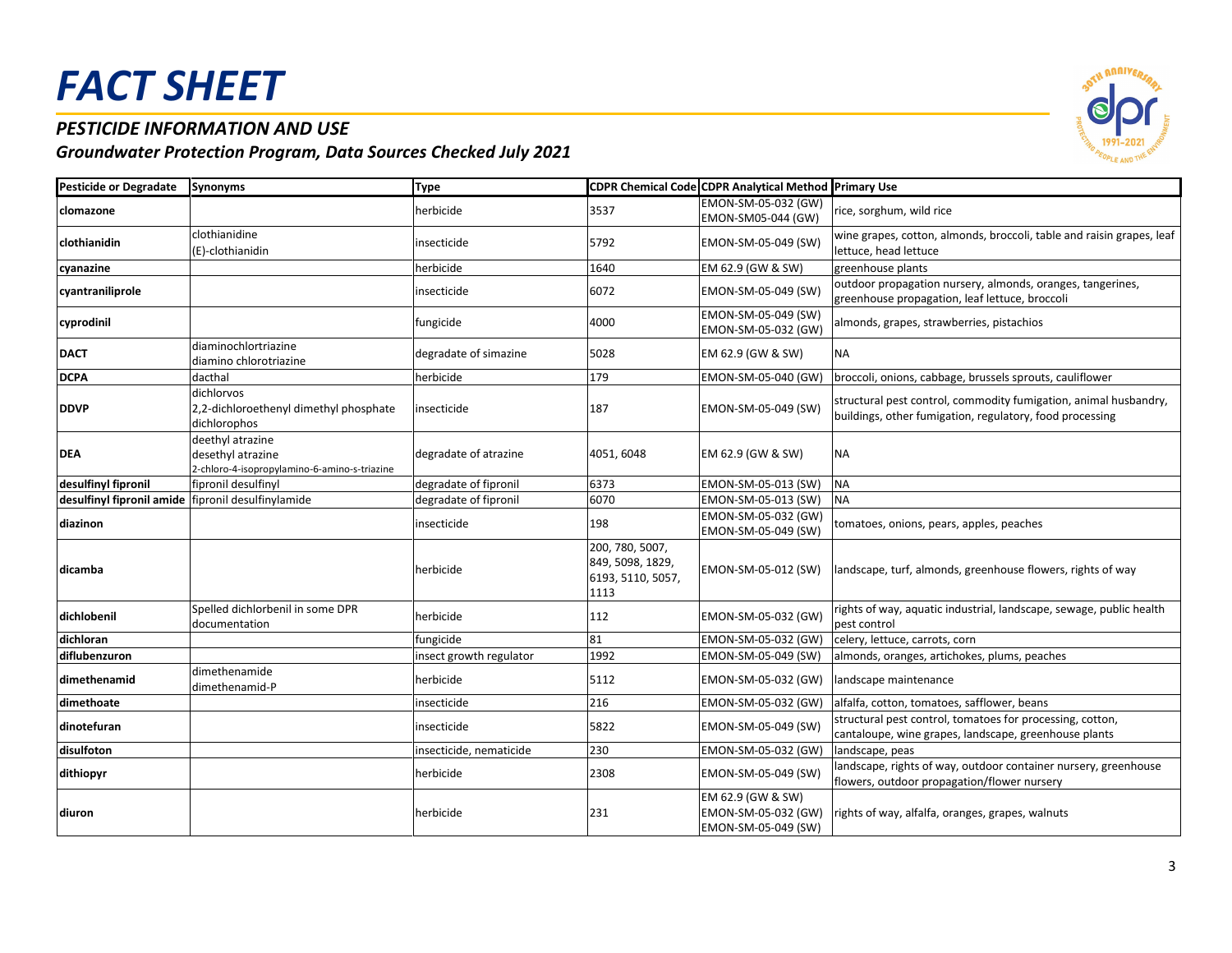# FACT SHEET

## *PESTICIDE INFORMATION AND USE*

### *Groundwater Protection Program, Data Sources Checked July 2021*

| Pesticide or Degradate | Synonyms | Type | CDPR Chemical Code | CDPR Analytical Method | Primary Use |
|---|---|---|---|---|---|
| **clomazone** | | herbicide | 3537 | EMON-SM-05-032 (GW) EMON-SM05-044 (GW) | rice, sorghum, wild rice |
| **clothianidin** | clothianidine (E)-clothianidin | insecticide | 5792 | EMON-SM-05-049 (SW) | wine grapes, cotton, almonds, broccoli, table and raisin grapes, leaf lettuce, head lettuce |
| **cyanazine** | | herbicide | 1640 | EM 62.9 (GW & SW) | greenhouse plants |
| **cyantraniliprole** | | insecticide | 6072 | EMON-SM-05-049 (SW) | outdoor propagation nursery, almonds, oranges, tangerines, greenhouse propagation, leaf lettuce, broccoli |
| **cyprodinil** | | fungicide | 4000 | EMON-SM-05-049 (SW) EMON-SM-05-032 (GW) | almonds, grapes, strawberries, pistachios |
| **DACT** | diaminochlortriazine diamino chlorotriazine | degradate of simazine | 5028 | EM 62.9 (GW & SW) | NA |
| **DCPA** | dacthal | herbicide | 179 | EMON-SM-05-040 (GW) | broccoli, onions, cabbage, brussels sprouts, cauliflower |
| **DDVP** | dichlorvos 2,2-dichloroethenyl dimethyl phosphate dichlorophos | insecticide | 187 | EMON-SM-05-049 (SW) | structural pest control, commodity fumigation, animal husbandry, buildings, other fumigation, regulatory, food processing |
| **DEA** | deethyl atrazine desethyl atrazine 2-chloro-4-isopropylamino-6-amino-s-triazine | degradate of atrazine | 4051, 6048 | EM 62.9 (GW & SW) | NA |
| **desulfinyl fipronil** | fipronil desulfinyl | degradate of fipronil | 6373 | EMON-SM-05-013 (SW) | NA |
| **desulfinyl fipronil amide** | fipronil desulfinylamide | degradate of fipronil | 6070 | EMON-SM-05-013 (SW) | NA |
| **diazinon** | | insecticide | 198 | EMON-SM-05-032 (GW) EMON-SM-05-049 (SW) | tomatoes, onions, pears, apples, peaches |
| **dicamba** | | herbicide | 200, 780, 5007, 849, 5098, 1829, 6193, 5110, 5057, 1113 | EMON-SM-05-012 (SW) | landscape, turf, almonds, greenhouse flowers, rights of way |
| **dichlobenil** | Spelled dichlorbenil in some DPR documentation | herbicide | 112 | EMON-SM-05-032 (GW) | rights of way, aquatic industrial, landscape, sewage, public health pest control |
| **dichloran** | | fungicide | 81 | EMON-SM-05-032 (GW) | celery, lettuce, carrots, corn |
| **diflubenzuron** | | insect growth regulator | 1992 | EMON-SM-05-049 (SW) | almonds, oranges, artichokes, plums, peaches |
| **dimethenamid** | dimethenamide dimethenamid-P | herbicide | 5112 | EMON-SM-05-032 (GW) | landscape maintenance |
| **dimethoate** | | insecticide | 216 | EMON-SM-05-032 (GW) | alfalfa, cotton, tomatoes, safflower, beans |
| **dinotefuran** | | insecticide | 5822 | EMON-SM-05-049 (SW) | structural pest control, tomatoes for processing, cotton, cantaloupe, wine grapes, landscape, greenhouse plants |
| **disulfoton** | | insecticide, nematicide | 230 | EMON-SM-05-032 (GW) | landscape, peas |
| **dithiopyr** | | herbicide | 2308 | EMON-SM-05-049 (SW) | landscape, rights of way, outdoor container nursery, greenhouse flowers, outdoor propagation/flower nursery |
| **diuron** | | herbicide | 231 | EM 62.9 (GW & SW) EMON-SM-05-032 (GW) EMON-SM-05-049 (SW) | rights of way, alfalfa, oranges, grapes, walnuts |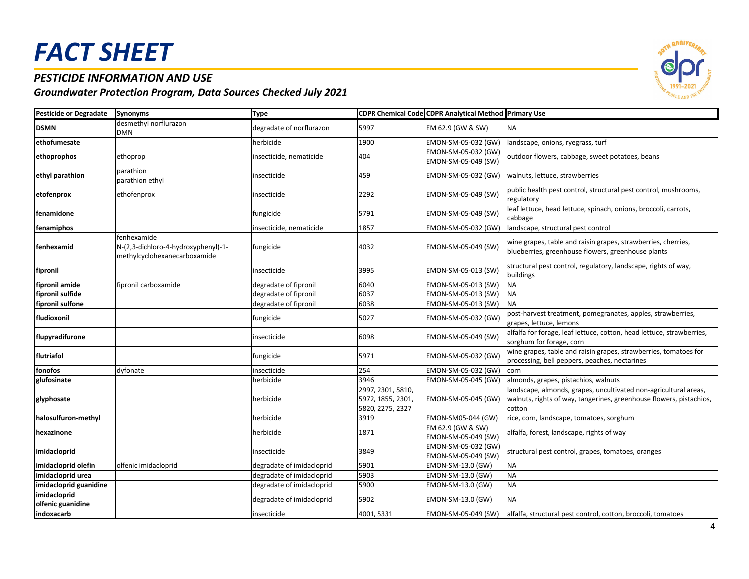# FACT SHEET

## PESTICIDE INFORMATION AND USE

### Groundwater Protection Program, Data Sources Checked July 2021

| Pesticide or Degradate | Synonyms | Type | CDPR Chemical Code | CDPR Analytical Method | Primary Use |
|---|---|---|---|---|---|
| DSMN | desmethyl norflurazon<br>DMN | degradate of norflurazon | 5997 | EM 62.9 (GW & SW) | NA |
| ethofumesate | | herbicide | 1900 | EMON-SM-05-032 (GW) | landscape, onions, ryegrass, turf |
| ethoprophos | ethoprop | insecticide, nematicide | 404 | EMON-SM-05-032 (GW)<br>EMON-SM-05-049 (SW) | outdoor flowers, cabbage, sweet potatoes, beans |
| ethyl parathion | parathion<br>parathion ethyl | insecticide | 459 | EMON-SM-05-032 (GW) | walnuts, lettuce, strawberries |
| etofenprox | ethofenprox | insecticide | 2292 | EMON-SM-05-049 (SW) | public health pest control, structural pest control, mushrooms, regulatory |
| fenamidone | | fungicide | 5791 | EMON-SM-05-049 (SW) | leaf lettuce, head lettuce, spinach, onions, broccoli, carrots, cabbage |
| fenamiphos | | insecticide, nematicide | 1857 | EMON-SM-05-032 (GW) | landscape, structural pest control |
| fenhexamid | fenhexamide<br>N-(2,3-dichloro-4-hydroxyphenyl)-1-methylcyclohexanecarboxamide | fungicide | 4032 | EMON-SM-05-049 (SW) | wine grapes, table and raisin grapes, strawberries, cherries, blueberries, greenhouse flowers, greenhouse plants |
| fipronil | | insecticide | 3995 | EMON-SM-05-013 (SW) | structural pest control, regulatory, landscape, rights of way, buildings |
| fipronil amide | fipronil carboxamide | degradate of fipronil | 6040 | EMON-SM-05-013 (SW) | NA |
| fipronil sulfide | | degradate of fipronil | 6037 | EMON-SM-05-013 (SW) | NA |
| fipronil sulfone | | degradate of fipronil | 6038 | EMON-SM-05-013 (SW) | NA |
| fludioxonil | | fungicide | 5027 | EMON-SM-05-032 (GW) | post-harvest treatment, pomegranates, apples, strawberries, grapes, lettuce, lemons |
| flupyradifurone | | insecticide | 6098 | EMON-SM-05-049 (SW) | alfalfa for forage, leaf lettuce, cotton, head lettuce, strawberries, sorghum for forage, corn |
| flutriafol | | fungicide | 5971 | EMON-SM-05-032 (GW) | wine grapes, table and raisin grapes, strawberries, tomatoes for processing, bell peppers, peaches, nectarines |
| fonofos | dyfonate | insecticide | 254 | EMON-SM-05-032 (GW) | corn |
| glufosinate | | herbicide | 3946 | EMON-SM-05-045 (GW) | almonds, grapes, pistachios, walnuts |
| glyphosate | | herbicide | 2997, 2301, 5810, 5972, 1855, 2301, 5820, 2275, 2327 | EMON-SM-05-045 (GW) | landscape, almonds, grapes, uncultivated non-agricultural areas, walnuts, rights of way, tangerines, greenhouse flowers, pistachios, cotton |
| halosulfuron-methyl | | herbicide | 3919 | EMON-SM05-044 (GW) | rice, corn, landscape, tomatoes, sorghum |
| hexazinone | | herbicide | 1871 | EM 62.9 (GW & SW)<br>EMON-SM-05-049 (SW) | alfalfa, forest, landscape, rights of way |
| imidacloprid | | insecticide | 3849 | EMON-SM-05-032 (GW)<br>EMON-SM-05-049 (SW) | structural pest control, grapes, tomatoes, oranges |
| imidacloprid olefin | olfenic imidacloprid | degradate of imidacloprid | 5901 | EMON-SM-13.0 (GW) | NA |
| imidacloprid urea | | degradate of imidacloprid | 5903 | EMON-SM-13.0 (GW) | NA |
| imidacloprid guanidine | | degradate of imidacloprid | 5900 | EMON-SM-13.0 (GW) | NA |
| imidacloprid olfenic guanidine | | degradate of imidacloprid | 5902 | EMON-SM-13.0 (GW) | NA |
| indoxacarb | | insecticide | 4001, 5331 | EMON-SM-05-049 (SW) | alfalfa, structural pest control, cotton, broccoli, tomatoes |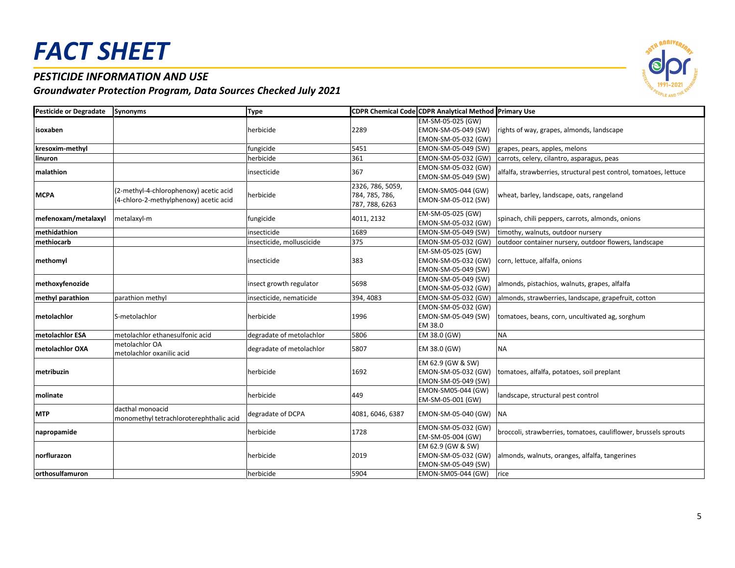# FACT SHEET

## PESTICIDE INFORMATION AND USE

### Groundwater Protection Program, Data Sources Checked July 2021

| Pesticide or Degradate | Synonyms | Type | CDPR Chemical Code | CDPR Analytical Method | Primary Use |
|---|---|---|---|---|---|
| **isoxaben** | | herbicide | 2289 | EM-SM-05-025 (GW) EMON-SM-05-049 (SW) EMON-SM-05-032 (GW) | rights of way, grapes, almonds, landscape |
| **kresoxim-methyl** | | fungicide | 5451 | EMON-SM-05-049 (SW) | grapes, pears, apples, melons |
| **linuron** | | herbicide | 361 | EMON-SM-05-032 (GW) | carrots, celery, cilantro, asparagus, peas |
| **malathion** | | insecticide | 367 | EMON-SM-05-032 (GW) EMON-SM-05-049 (SW) | alfalfa, strawberries, structural pest control, tomatoes, lettuce |
| **MCPA** | (2-methyl-4-chlorophenoxy) acetic acid (4-chloro-2-methylphenoxy) acetic acid | herbicide | 2326, 786, 5059, 784, 785, 786, 787, 788, 6263 | EMON-SM05-044 (GW) EMON-SM-05-012 (SW) | wheat, barley, landscape, oats, rangeland |
| **mefenoxam/metalaxyl** | metalaxyl-m | fungicide | 4011, 2132 | EM-SM-05-025 (GW) EMON-SM-05-032 (GW) | spinach, chili peppers, carrots, almonds, onions |
| **methidathion** | | insecticide | 1689 | EMON-SM-05-049 (SW) | timothy, walnuts, outdoor nursery |
| **methiocarb** | | insecticide, molluscicide | 375 | EMON-SM-05-032 (GW) | outdoor container nursery, outdoor flowers, landscape |
| **methomyl** | | insecticide | 383 | EM-SM-05-025 (GW) EMON-SM-05-032 (GW) EMON-SM-05-049 (SW) | corn, lettuce, alfalfa, onions |
| **methoxyfenozide** | | insect growth regulator | 5698 | EMON-SM-05-049 (SW) EMON-SM-05-032 (GW) | almonds, pistachios, walnuts, grapes, alfalfa |
| **methyl parathion** | parathion methyl | insecticide, nematicide | 394, 4083 | EMON-SM-05-032 (GW) | almonds, strawberries, landscape, grapefruit, cotton |
| **metolachlor** | S-metolachlor | herbicide | 1996 | EMON-SM-05-032 (GW) EMON-SM-05-049 (SW) EM 38.0 | tomatoes, beans, corn, uncultivated ag, sorghum |
| **metolachlor ESA** | metolachlor ethanesulfonic acid | degradate of metolachlor | 5806 | EM 38.0 (GW) | NA |
| **metolachlor OXA** | metolachlor OA metolachlor oxanilic acid | degradate of metolachlor | 5807 | EM 38.0 (GW) | NA |
| **metribuzin** | | herbicide | 1692 | EM 62.9 (GW & SW) EMON-SM-05-032 (GW) EMON-SM-05-049 (SW) | tomatoes, alfalfa, potatoes, soil preplant |
| **molinate** | | herbicide | 449 | EMON-SM05-044 (GW) EM-SM-05-001 (GW) | landscape, structural pest control |
| **MTP** | dacthal monoacid monomethyl tetrachloroterephthalic acid | degradate of DCPA | 4081, 6046, 6387 | EMON-SM-05-040 (GW) | NA |
| **napropamide** | | herbicide | 1728 | EMON-SM-05-032 (GW) EM-SM-05-004 (GW) | broccoli, strawberries, tomatoes, cauliflower, brussels sprouts |
| **norflurazon** | | herbicide | 2019 | EM 62.9 (GW & SW) EMON-SM-05-032 (GW) EMON-SM-05-049 (SW) | almonds, walnuts, oranges, alfalfa, tangerines |
| **orthosulfamuron** | | herbicide | 5904 | EMON-SM05-044 (GW) | rice |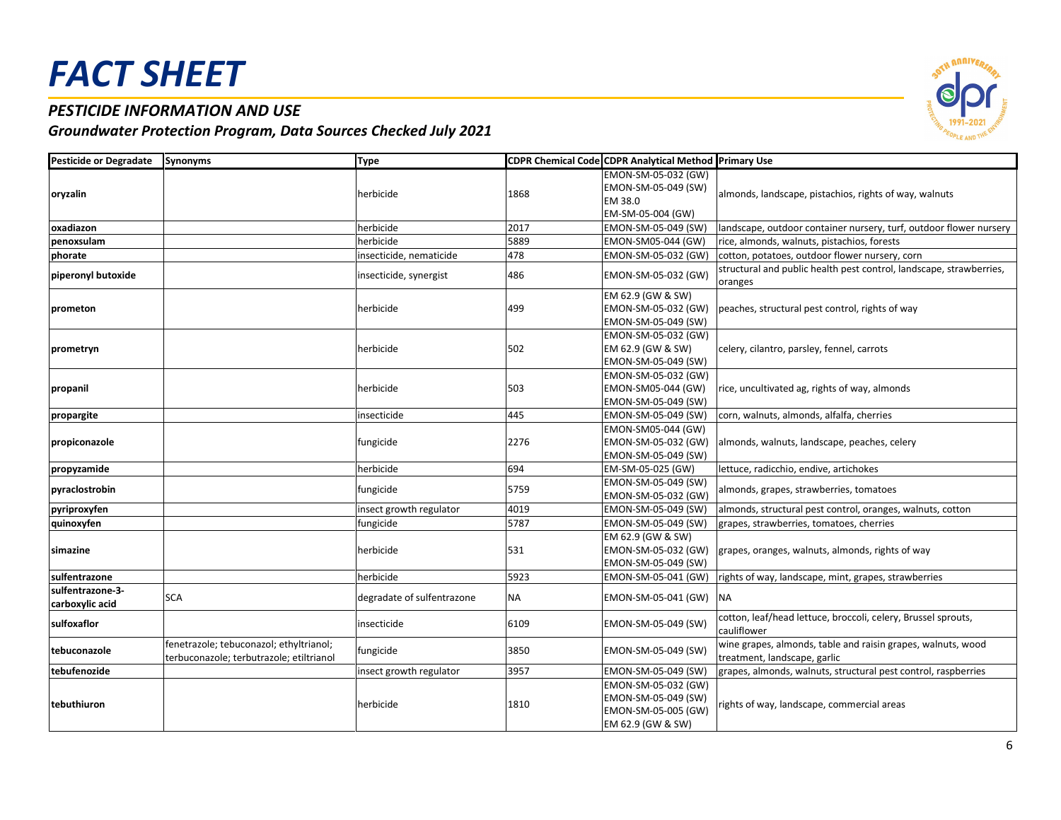# FACT SHEET

### *PESTICIDE INFORMATION AND USE*

### *Groundwater Protection Program, Data Sources Checked July 2021*

| Pesticide or Degradate | Synonyms | Type | CDPR Chemical Code | CDPR Analytical Method | Primary Use |
|---|---|---|---|---|---|
| **oryzalin** | | herbicide | 1868 | EMON-SM-05-032 (GW)<br>EMON-SM-05-049 (SW)<br>EM 38.0<br>EM-SM-05-004 (GW) | almonds, landscape, pistachios, rights of way, walnuts |
| **oxadiazon** | | herbicide | 2017 | EMON-SM-05-049 (SW) | landscape, outdoor container nursery, turf, outdoor flower nursery |
| **penoxsulam** | | herbicide | 5889 | EMON-SM05-044 (GW) | rice, almonds, walnuts, pistachios, forests |
| **phorate** | | insecticide, nematicide | 478 | EMON-SM-05-032 (GW) | cotton, potatoes, outdoor flower nursery, corn |
| **piperonyl butoxide** | | insecticide, synergist | 486 | EMON-SM-05-032 (GW) | structural and public health pest control, landscape, strawberries, oranges |
| **prometon** | | herbicide | 499 | EM 62.9 (GW & SW)<br>EMON-SM-05-032 (GW)<br>EMON-SM-05-049 (SW) | peaches, structural pest control, rights of way |
| **prometryn** | | herbicide | 502 | EMON-SM-05-032 (GW)<br>EM 62.9 (GW & SW)<br>EMON-SM-05-049 (SW) | celery, cilantro, parsley, fennel, carrots |
| **propanil** | | herbicide | 503 | EMON-SM-05-032 (GW)<br>EMON-SM05-044 (GW)<br>EMON-SM-05-049 (SW) | rice, uncultivated ag, rights of way, almonds |
| **propargite** | | insecticide | 445 | EMON-SM-05-049 (SW) | corn, walnuts, almonds, alfalfa, cherries |
| **propiconazole** | | fungicide | 2276 | EMON-SM05-044 (GW)<br>EMON-SM-05-032 (GW)<br>EMON-SM-05-049 (SW) | almonds, walnuts, landscape, peaches, celery |
| **propyzamide** | | herbicide | 694 | EM-SM-05-025 (GW) | lettuce, radicchio, endive, artichokes |
| **pyraclostrobin** | | fungicide | 5759 | EMON-SM-05-049 (SW)<br>EMON-SM-05-032 (GW) | almonds, grapes, strawberries, tomatoes |
| **pyriproxyfen** | | insect growth regulator | 4019 | EMON-SM-05-049 (SW) | almonds, structural pest control, oranges, walnuts, cotton |
| **quinoxyfen** | | fungicide | 5787 | EMON-SM-05-049 (SW) | grapes, strawberries, tomatoes, cherries |
| **simazine** | | herbicide | 531 | EM 62.9 (GW & SW)<br>EMON-SM-05-032 (GW)<br>EMON-SM-05-049 (SW) | grapes, oranges, walnuts, almonds, rights of way |
| **sulfentrazone** | | herbicide | 5923 | EMON-SM-05-041 (GW) | rights of way, landscape, mint, grapes, strawberries |
| **sulfentrazone-3-carboxylic acid** | SCA | degradate of sulfentrazone | NA | EMON-SM-05-041 (GW) | NA |
| **sulfoxaflor** | | insecticide | 6109 | EMON-SM-05-049 (SW) | cotton, leaf/head lettuce, broccoli, celery, Brussel sprouts, cauliflower |
| **tebuconazole** | fenetrazole; tebuconazol; ethyltrianol; terbuconazole; terbutrazole; etiltrianol | fungicide | 3850 | EMON-SM-05-049 (SW) | wine grapes, almonds, table and raisin grapes, walnuts, wood treatment, landscape, garlic |
| **tebufenozide** | | insect growth regulator | 3957 | EMON-SM-05-049 (SW) | grapes, almonds, walnuts, structural pest control, raspberries |
| **tebuthiuron** | | herbicide | 1810 | EMON-SM-05-032 (GW)<br>EMON-SM-05-049 (SW)<br>EMON-SM-05-005 (GW)<br>EM 62.9 (GW & SW) | rights of way, landscape, commercial areas |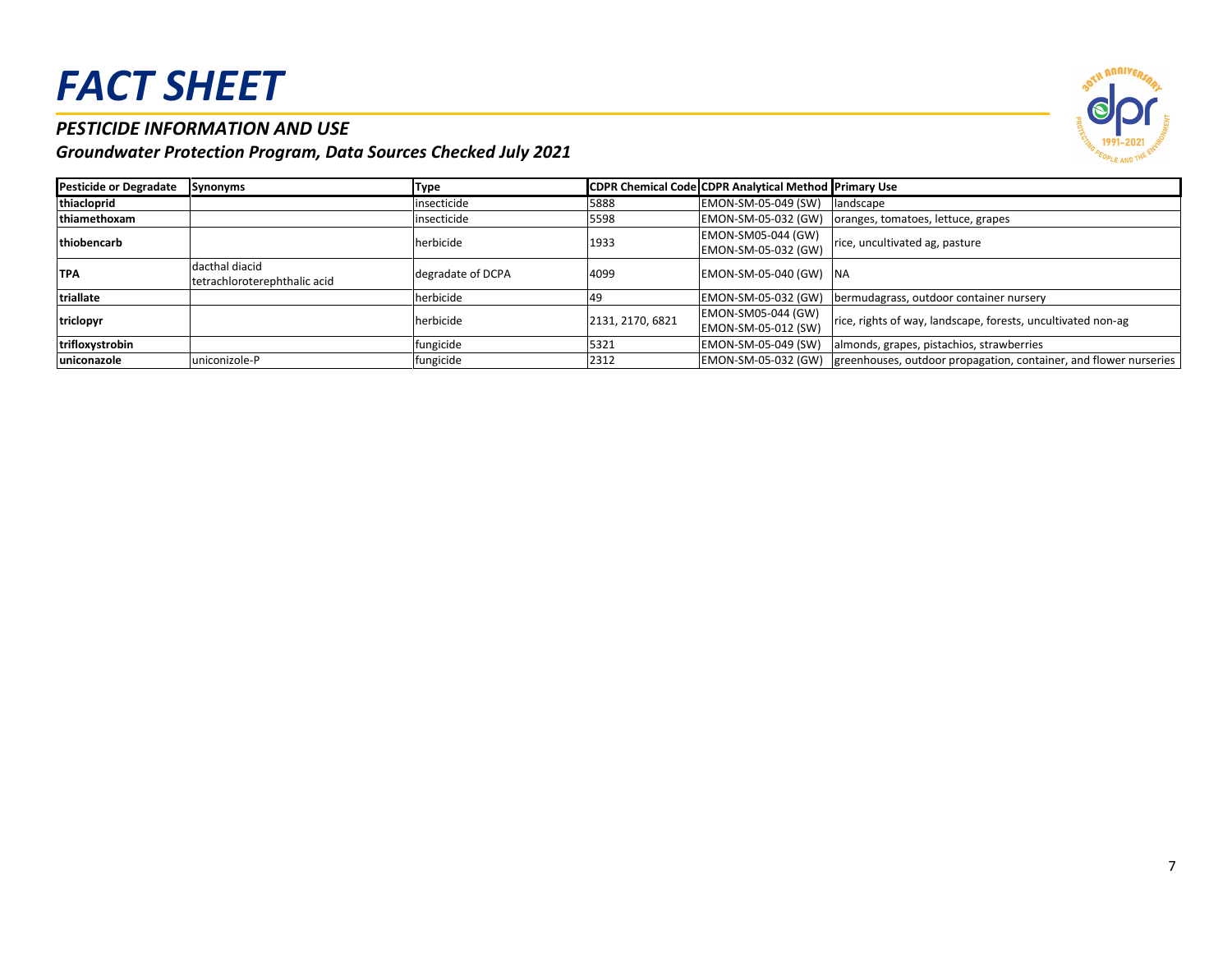# FACT SHEET

### PESTICIDE INFORMATION AND USE

### Groundwater Protection Program, Data Sources Checked July 2021

| Pesticide or Degradate | Synonyms | Type | CDPR Chemical Code | CDPR Analytical Method | Primary Use |
| --- | --- | --- | --- | --- | --- |
| **thiacloprid** | | insecticide | 5888 | EMON-SM-05-049 (SW) | landscape |
| **thiamethoxam** | | insecticide | 5598 | EMON-SM-05-032 (GW) | oranges, tomatoes, lettuce, grapes |
| **thiobencarb** | | herbicide | 1933 | EMON-SM05-044 (GW) EMON-SM-05-032 (GW) | rice, uncultivated ag, pasture |
| **TPA** | dacthal diacid tetrachloroterephthalic acid | degradate of DCPA | 4099 | EMON-SM-05-040 (GW) | NA |
| **triallate** | | herbicide | 49 | EMON-SM-05-032 (GW) | bermudagrass, outdoor container nursery |
| **triclopyr** | | herbicide | 2131, 2170, 6821 | EMON-SM05-044 (GW) EMON-SM-05-012 (SW) | rice, rights of way, landscape, forests, uncultivated non-ag |
| **trifloxystrobin** | | fungicide | 5321 | EMON-SM-05-049 (SW) | almonds, grapes, pistachios, strawberries |
| **uniconazole** | uniconizole-P | fungicide | 2312 | EMON-SM-05-032 (GW) | greenhouses, outdoor propagation, container, and flower nurseries |